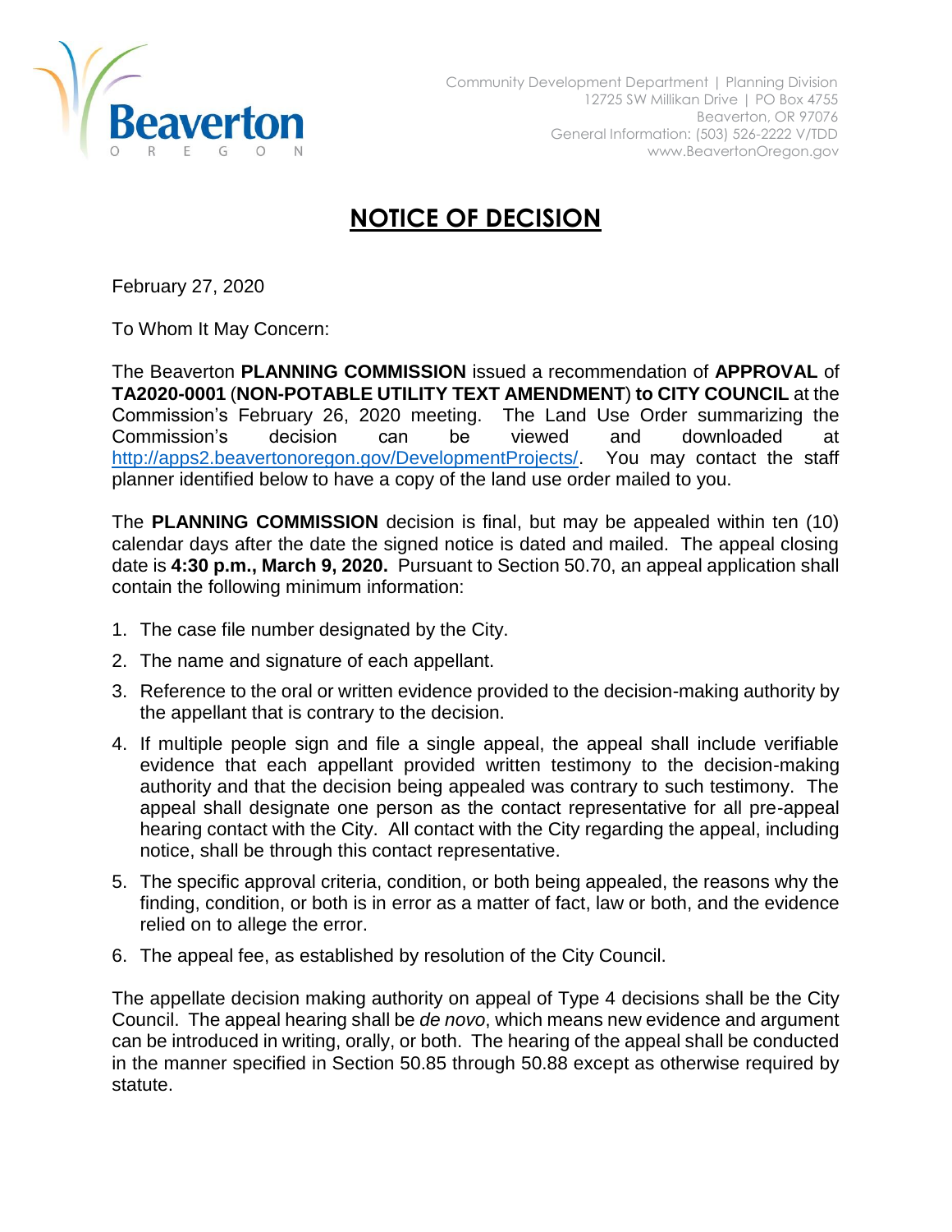Beaverton
OREGON

Community Development Department | Planning Division
12725 SW Millikan Drive | PO Box 4755
Beaverton, OR 97076
General Information: (503) 526-2222 V/TDD
www.BeavertonOregon.gov

# NOTICE OF DECISION

February 27, 2020

To Whom It May Concern:

The Beaverton **PLANNING COMMISSION** issued a recommendation of **APPROVAL** of **TA2020-0001** (**NON-POTABLE UTILITY TEXT AMENDMENT**) **to CITY COUNCIL** at the Commission's February 26, 2020 meeting. The Land Use Order summarizing the Commission's decision can be viewed and downloaded at http://apps2.beavertonoregon.gov/DevelopmentProjects/. You may contact the staff planner identified below to have a copy of the land use order mailed to you.

The **PLANNING COMMISSION** decision is final, but may be appealed within ten (10) calendar days after the date the signed notice is dated and mailed. The appeal closing date is **4:30 p.m., March 9, 2020.** Pursuant to Section 50.70, an appeal application shall contain the following minimum information:

1. The case file number designated by the City.
2. The name and signature of each appellant.
3. Reference to the oral or written evidence provided to the decision-making authority by the appellant that is contrary to the decision.
4. If multiple people sign and file a single appeal, the appeal shall include verifiable evidence that each appellant provided written testimony to the decision-making authority and that the decision being appealed was contrary to such testimony. The appeal shall designate one person as the contact representative for all pre-appeal hearing contact with the City. All contact with the City regarding the appeal, including notice, shall be through this contact representative.
5. The specific approval criteria, condition, or both being appealed, the reasons why the finding, condition, or both is in error as a matter of fact, law or both, and the evidence relied on to allege the error.
6. The appeal fee, as established by resolution of the City Council.

The appellate decision making authority on appeal of Type 4 decisions shall be the City Council. The appeal hearing shall be *de novo*, which means new evidence and argument can be introduced in writing, orally, or both. The hearing of the appeal shall be conducted in the manner specified in Section 50.85 through 50.88 except as otherwise required by statute.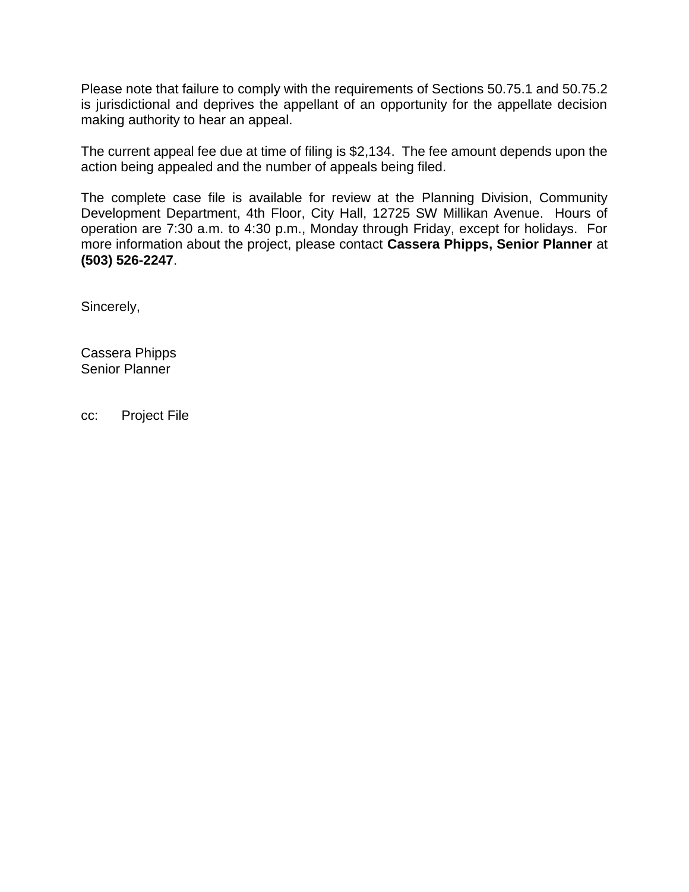Please note that failure to comply with the requirements of Sections 50.75.1 and 50.75.2 is jurisdictional and deprives the appellant of an opportunity for the appellate decision making authority to hear an appeal.

The current appeal fee due at time of filing is $2,134. The fee amount depends upon the action being appealed and the number of appeals being filed.

The complete case file is available for review at the Planning Division, Community Development Department, 4th Floor, City Hall, 12725 SW Millikan Avenue. Hours of operation are 7:30 a.m. to 4:30 p.m., Monday through Friday, except for holidays. For more information about the project, please contact **Cassera Phipps, Senior Planner** at **(503) 526-2247**.

Sincerely,

Cassera Phipps
Senior Planner

cc: Project File